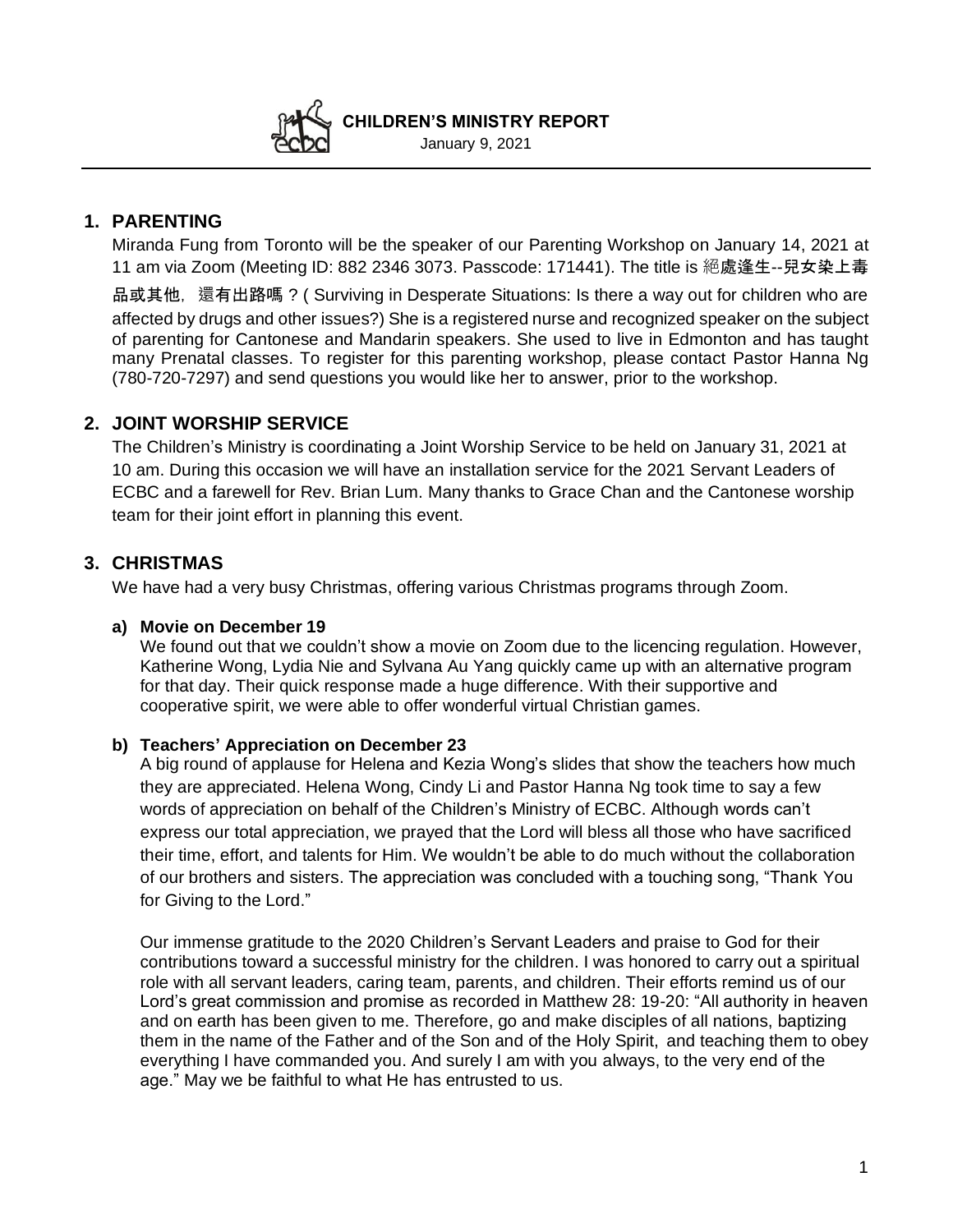# CHILDREN'S MINISTRY REPORT

January 9, 2021

## 1. PARENTING

Miranda Fung from Toronto will be the speaker of our Parenting Workshop on January 14, 2021 at 11 am via Zoom (Meeting ID: 882 2346 3073. Passcode: 171441). The title is 絕處逢生--兒女染上毒品或其他，還有出路嗎？( Surviving in Desperate Situations: Is there a way out for children who are affected by drugs and other issues?) She is a registered nurse and recognized speaker on the subject of parenting for Cantonese and Mandarin speakers. She used to live in Edmonton and has taught many Prenatal classes. To register for this parenting workshop, please contact Pastor Hanna Ng (780-720-7297) and send questions you would like her to answer, prior to the workshop.

## 2. JOINT WORSHIP SERVICE

The Children's Ministry is coordinating a Joint Worship Service to be held on January 31, 2021 at 10 am. During this occasion we will have an installation service for the 2021 Servant Leaders of ECBC and a farewell for Rev. Brian Lum. Many thanks to Grace Chan and the Cantonese worship team for their joint effort in planning this event.

## 3. CHRISTMAS

We have had a very busy Christmas, offering various Christmas programs through Zoom.

### a) Movie on December 19

We found out that we couldn't show a movie on Zoom due to the licencing regulation. However, Katherine Wong, Lydia Nie and Sylvana Au Yang quickly came up with an alternative program for that day. Their quick response made a huge difference. With their supportive and cooperative spirit, we were able to offer wonderful virtual Christian games.

### b) Teachers' Appreciation on December 23

A big round of applause for Helena and Kezia Wong's slides that show the teachers how much they are appreciated. Helena Wong, Cindy Li and Pastor Hanna Ng took time to say a few words of appreciation on behalf of the Children's Ministry of ECBC. Although words can't express our total appreciation, we prayed that the Lord will bless all those who have sacrificed their time, effort, and talents for Him. We wouldn't be able to do much without the collaboration of our brothers and sisters. The appreciation was concluded with a touching song, "Thank You for Giving to the Lord."

Our immense gratitude to the 2020 Children's Servant Leaders and praise to God for their contributions toward a successful ministry for the children. I was honored to carry out a spiritual role with all servant leaders, caring team, parents, and children. Their efforts remind us of our Lord's great commission and promise as recorded in Matthew 28: 19-20: "All authority in heaven and on earth has been given to me. Therefore, go and make disciples of all nations, baptizing them in the name of the Father and of the Son and of the Holy Spirit, and teaching them to obey everything I have commanded you. And surely I am with you always, to the very end of the age." May we be faithful to what He has entrusted to us.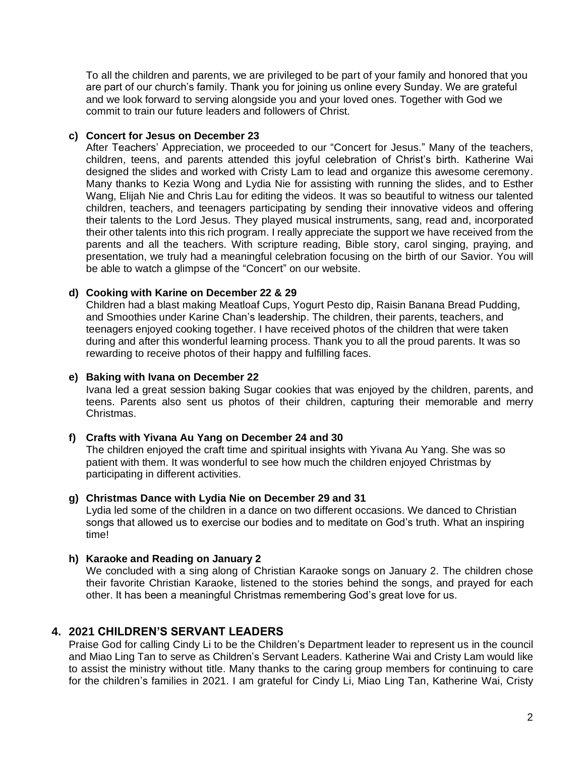To all the children and parents, we are privileged to be part of your family and honored that you are part of our church's family. Thank you for joining us online every Sunday. We are grateful and we look forward to serving alongside you and your loved ones. Together with God we commit to train our future leaders and followers of Christ.

**c) Concert for Jesus on December 23**

After Teachers' Appreciation, we proceeded to our "Concert for Jesus." Many of the teachers, children, teens, and parents attended this joyful celebration of Christ's birth. Katherine Wai designed the slides and worked with Cristy Lam to lead and organize this awesome ceremony. Many thanks to Kezia Wong and Lydia Nie for assisting with running the slides, and to Esther Wang, Elijah Nie and Chris Lau for editing the videos. It was so beautiful to witness our talented children, teachers, and teenagers participating by sending their innovative videos and offering their talents to the Lord Jesus. They played musical instruments, sang, read and, incorporated their other talents into this rich program. I really appreciate the support we have received from the parents and all the teachers. With scripture reading, Bible story, carol singing, praying, and presentation, we truly had a meaningful celebration focusing on the birth of our Savior. You will be able to watch a glimpse of the "Concert" on our website.

**d) Cooking with Karine on December 22 & 29**

Children had a blast making Meatloaf Cups, Yogurt Pesto dip, Raisin Banana Bread Pudding, and Smoothies under Karine Chan's leadership. The children, their parents, teachers, and teenagers enjoyed cooking together. I have received photos of the children that were taken during and after this wonderful learning process. Thank you to all the proud parents. It was so rewarding to receive photos of their happy and fulfilling faces.

**e) Baking with Ivana on December 22**

Ivana led a great session baking Sugar cookies that was enjoyed by the children, parents, and teens. Parents also sent us photos of their children, capturing their memorable and merry Christmas.

**f) Crafts with Yivana Au Yang on December 24 and 30**

The children enjoyed the craft time and spiritual insights with Yivana Au Yang. She was so patient with them. It was wonderful to see how much the children enjoyed Christmas by participating in different activities.

**g) Christmas Dance with Lydia Nie on December 29 and 31**

Lydia led some of the children in a dance on two different occasions. We danced to Christian songs that allowed us to exercise our bodies and to meditate on God's truth. What an inspiring time!

**h) Karaoke and Reading on January 2**

We concluded with a sing along of Christian Karaoke songs on January 2. The children chose their favorite Christian Karaoke, listened to the stories behind the songs, and prayed for each other. It has been a meaningful Christmas remembering God's great love for us.

## 4. 2021 CHILDREN'S SERVANT LEADERS

Praise God for calling Cindy Li to be the Children's Department leader to represent us in the council and Miao Ling Tan to serve as Children's Servant Leaders. Katherine Wai and Cristy Lam would like to assist the ministry without title. Many thanks to the caring group members for continuing to care for the children's families in 2021. I am grateful for Cindy Li, Miao Ling Tan, Katherine Wai, Cristy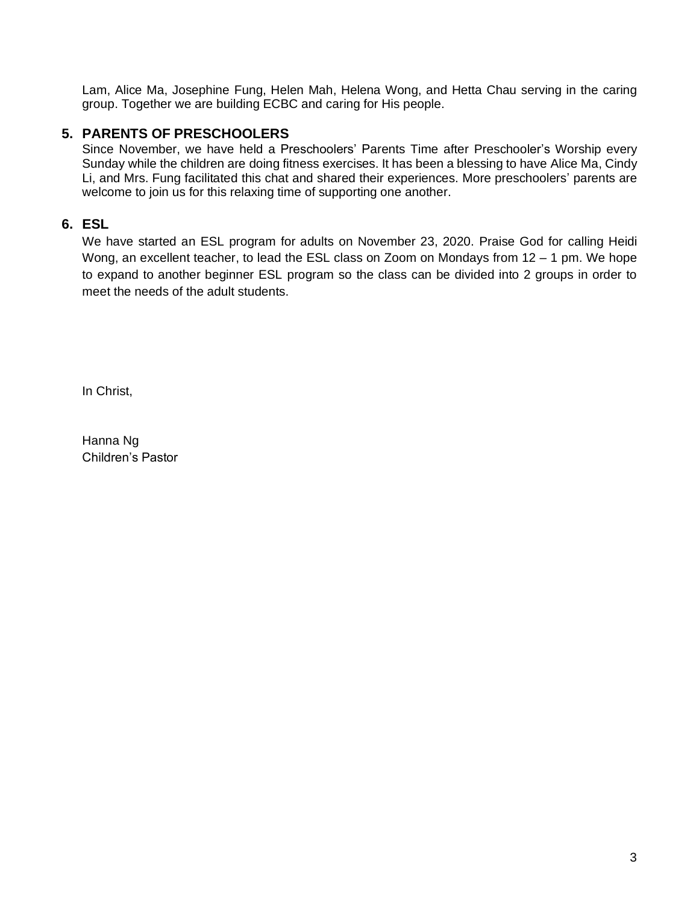Lam, Alice Ma, Josephine Fung, Helen Mah, Helena Wong, and Hetta Chau serving in the caring group. Together we are building ECBC and caring for His people.

## 5. PARENTS OF PRESCHOOLERS

Since November, we have held a Preschoolers' Parents Time after Preschooler's Worship every Sunday while the children are doing fitness exercises. It has been a blessing to have Alice Ma, Cindy Li, and Mrs. Fung facilitated this chat and shared their experiences. More preschoolers' parents are welcome to join us for this relaxing time of supporting one another.

## 6. ESL

We have started an ESL program for adults on November 23, 2020. Praise God for calling Heidi Wong, an excellent teacher, to lead the ESL class on Zoom on Mondays from 12 – 1 pm. We hope to expand to another beginner ESL program so the class can be divided into 2 groups in order to meet the needs of the adult students.

In Christ,

Hanna Ng
Children's Pastor